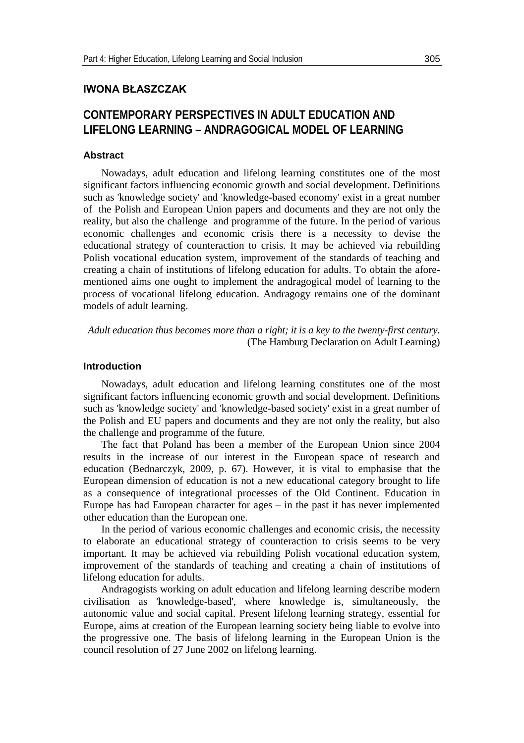**IWONA BŁASZCZAK**

# CONTEMPORARY PERSPECTIVES IN ADULT EDUCATION AND LIFELONG LEARNING – ANDRAGOGICAL MODEL OF LEARNING

### Abstract

Nowadays, adult education and lifelong learning constitutes one of the most significant factors influencing economic growth and social development. Definitions such as 'knowledge society' and 'knowledge-based economy' exist in a great number of the Polish and European Union papers and documents and they are not only the reality, but also the challenge and programme of the future. In the period of various economic challenges and economic crisis there is a necessity to devise the educational strategy of counteraction to crisis. It may be achieved via rebuilding Polish vocational education system, improvement of the standards of teaching and creating a chain of institutions of lifelong education for adults. To obtain the aforementioned aims one ought to implement the andragogical model of learning to the process of vocational lifelong education. Andragogy remains one of the dominant models of adult learning.

*Adult education thus becomes more than a right; it is a key to the twenty-first century.*
(The Hamburg Declaration on Adult Learning)

### Introduction

Nowadays, adult education and lifelong learning constitutes one of the most significant factors influencing economic growth and social development. Definitions such as 'knowledge society' and 'knowledge-based society' exist in a great number of the Polish and EU papers and documents and they are not only the reality, but also the challenge and programme of the future.

The fact that Poland has been a member of the European Union since 2004 results in the increase of our interest in the European space of research and education (Bednarczyk, 2009, p. 67). However, it is vital to emphasise that the European dimension of education is not a new educational category brought to life as a consequence of integrational processes of the Old Continent. Education in Europe has had European character for ages – in the past it has never implemented other education than the European one.

In the period of various economic challenges and economic crisis, the necessity to elaborate an educational strategy of counteraction to crisis seems to be very important. It may be achieved via rebuilding Polish vocational education system, improvement of the standards of teaching and creating a chain of institutions of lifelong education for adults.

Andragogists working on adult education and lifelong learning describe modern civilisation as 'knowledge-based', where knowledge is, simultaneously, the autonomic value and social capital. Present lifelong learning strategy, essential for Europe, aims at creation of the European learning society being liable to evolve into the progressive one. The basis of lifelong learning in the European Union is the council resolution of 27 June 2002 on lifelong learning.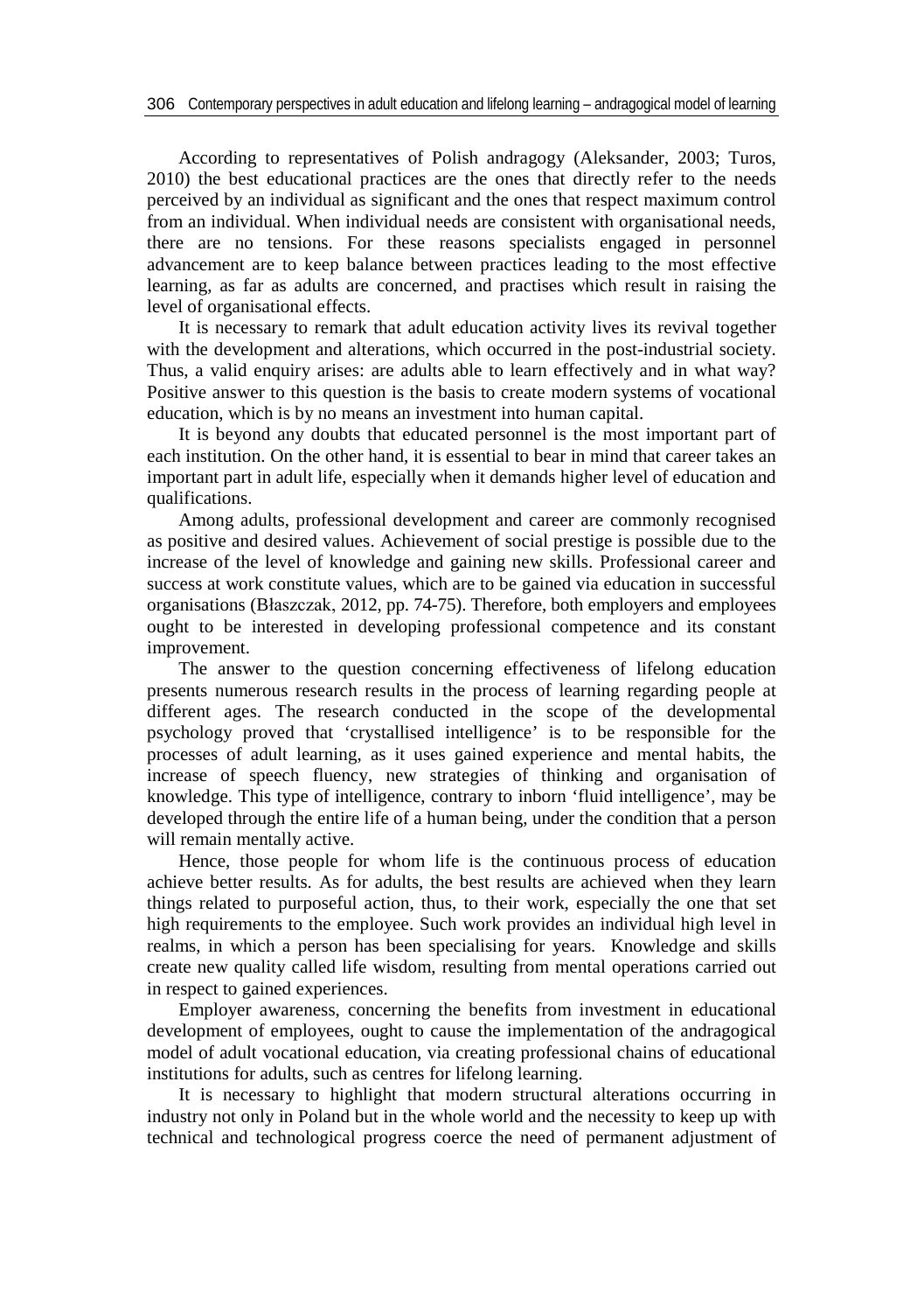According to representatives of Polish andragogy (Aleksander, 2003; Turos, 2010) the best educational practices are the ones that directly refer to the needs perceived by an individual as significant and the ones that respect maximum control from an individual. When individual needs are consistent with organisational needs, there are no tensions. For these reasons specialists engaged in personnel advancement are to keep balance between practices leading to the most effective learning, as far as adults are concerned, and practises which result in raising the level of organisational effects.

It is necessary to remark that adult education activity lives its revival together with the development and alterations, which occurred in the post-industrial society. Thus, a valid enquiry arises: are adults able to learn effectively and in what way? Positive answer to this question is the basis to create modern systems of vocational education, which is by no means an investment into human capital.

It is beyond any doubts that educated personnel is the most important part of each institution. On the other hand, it is essential to bear in mind that career takes an important part in adult life, especially when it demands higher level of education and qualifications.

Among adults, professional development and career are commonly recognised as positive and desired values. Achievement of social prestige is possible due to the increase of the level of knowledge and gaining new skills. Professional career and success at work constitute values, which are to be gained via education in successful organisations (Błaszczak, 2012, pp. 74-75). Therefore, both employers and employees ought to be interested in developing professional competence and its constant improvement.

The answer to the question concerning effectiveness of lifelong education presents numerous research results in the process of learning regarding people at different ages. The research conducted in the scope of the developmental psychology proved that 'crystallised intelligence' is to be responsible for the processes of adult learning, as it uses gained experience and mental habits, the increase of speech fluency, new strategies of thinking and organisation of knowledge. This type of intelligence, contrary to inborn 'fluid intelligence', may be developed through the entire life of a human being, under the condition that a person will remain mentally active.

Hence, those people for whom life is the continuous process of education achieve better results. As for adults, the best results are achieved when they learn things related to purposeful action, thus, to their work, especially the one that set high requirements to the employee. Such work provides an individual high level in realms, in which a person has been specialising for years. Knowledge and skills create new quality called life wisdom, resulting from mental operations carried out in respect to gained experiences.

Employer awareness, concerning the benefits from investment in educational development of employees, ought to cause the implementation of the andragogical model of adult vocational education, via creating professional chains of educational institutions for adults, such as centres for lifelong learning.

It is necessary to highlight that modern structural alterations occurring in industry not only in Poland but in the whole world and the necessity to keep up with technical and technological progress coerce the need of permanent adjustment of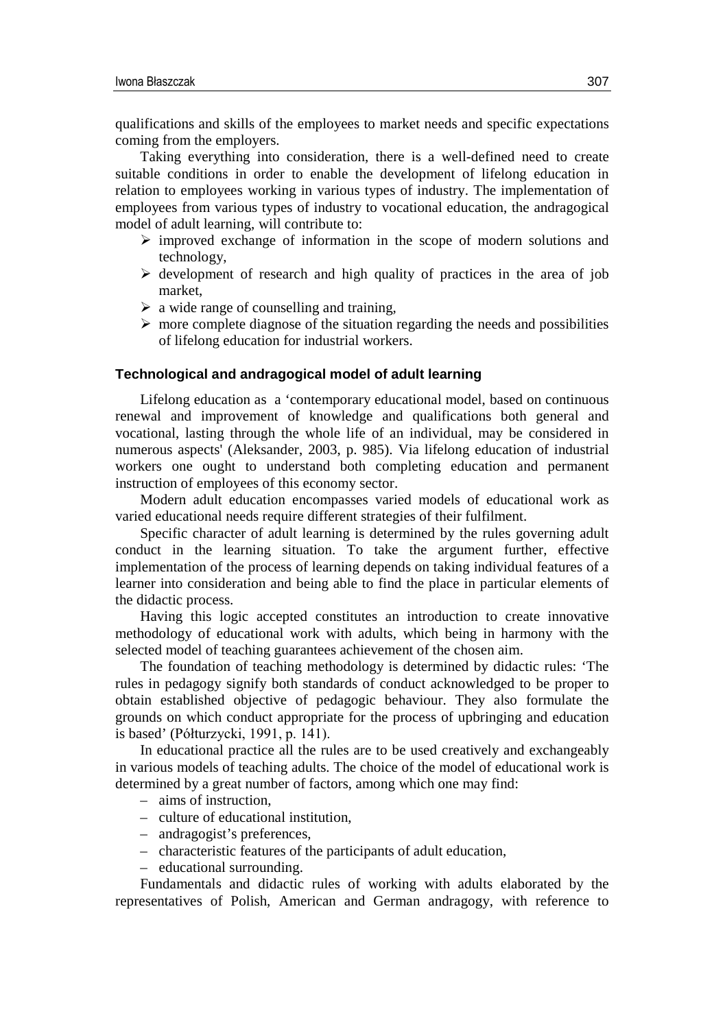qualifications and skills of the employees to market needs and specific expectations coming from the employers.

Taking everything into consideration, there is a well-defined need to create suitable conditions in order to enable the development of lifelong education in relation to employees working in various types of industry. The implementation of employees from various types of industry to vocational education, the andragogical model of adult learning, will contribute to:

- improved exchange of information in the scope of modern solutions and technology,
- development of research and high quality of practices in the area of job market,
- a wide range of counselling and training,
- more complete diagnose of the situation regarding the needs and possibilities of lifelong education for industrial workers.

### Technological and andragogical model of adult learning

Lifelong education as a 'contemporary educational model, based on continuous renewal and improvement of knowledge and qualifications both general and vocational, lasting through the whole life of an individual, may be considered in numerous aspects' (Aleksander, 2003, p. 985). Via lifelong education of industrial workers one ought to understand both completing education and permanent instruction of employees of this economy sector.

Modern adult education encompasses varied models of educational work as varied educational needs require different strategies of their fulfilment.

Specific character of adult learning is determined by the rules governing adult conduct in the learning situation. To take the argument further, effective implementation of the process of learning depends on taking individual features of a learner into consideration and being able to find the place in particular elements of the didactic process.

Having this logic accepted constitutes an introduction to create innovative methodology of educational work with adults, which being in harmony with the selected model of teaching guarantees achievement of the chosen aim.

The foundation of teaching methodology is determined by didactic rules: 'The rules in pedagogy signify both standards of conduct acknowledged to be proper to obtain established objective of pedagogic behaviour. They also formulate the grounds on which conduct appropriate for the process of upbringing and education is based' (Półturzycki, 1991, p. 141).

In educational practice all the rules are to be used creatively and exchangeably in various models of teaching adults. The choice of the model of educational work is determined by a great number of factors, among which one may find:

- aims of instruction,
- culture of educational institution,
- andragogist's preferences,
- characteristic features of the participants of adult education,
- educational surrounding.

Fundamentals and didactic rules of working with adults elaborated by the representatives of Polish, American and German andragogy, with reference to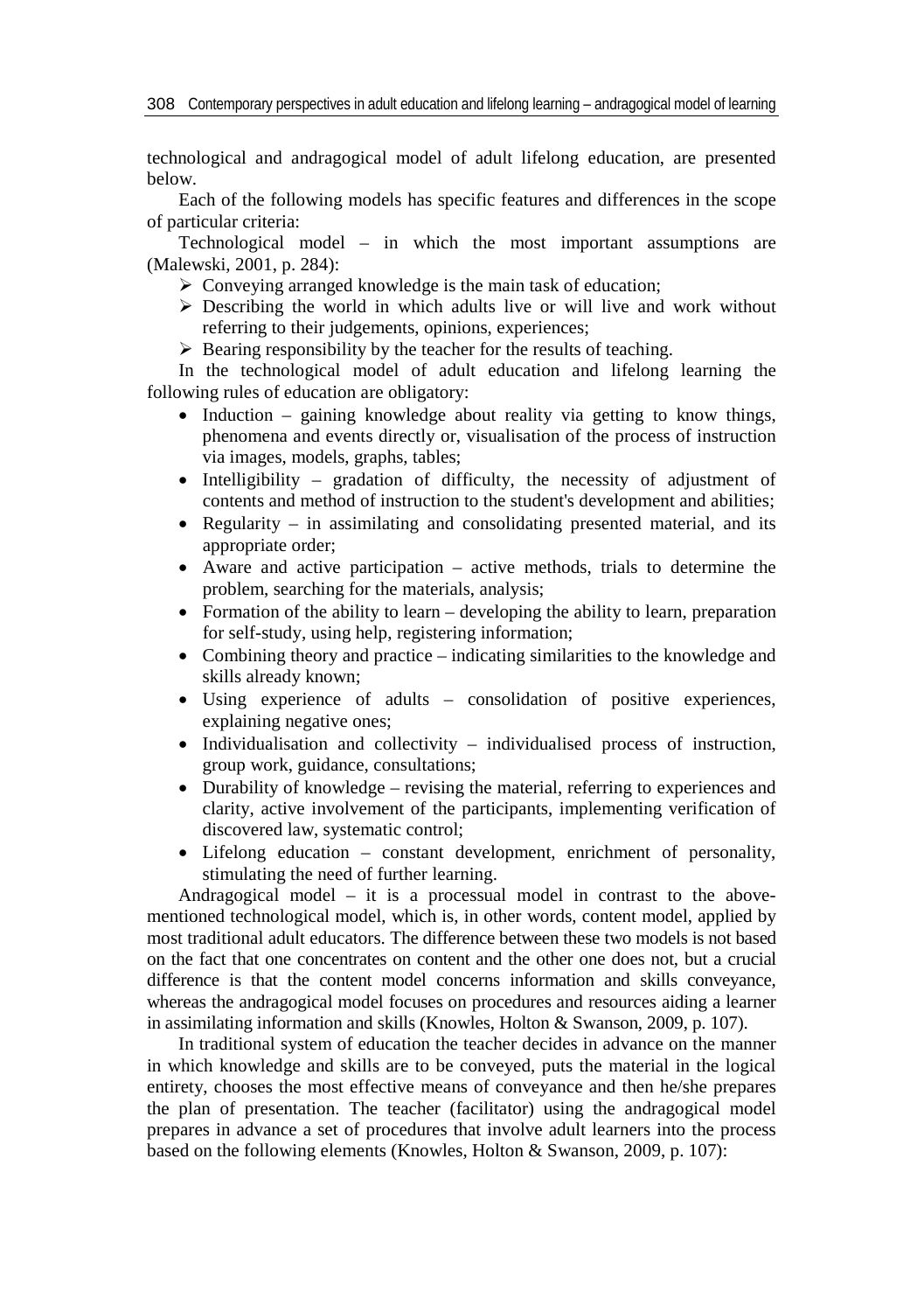technological and andragogical model of adult lifelong education, are presented below.

Each of the following models has specific features and differences in the scope of particular criteria:

Technological model – in which the most important assumptions are (Malewski, 2001, p. 284):

- Conveying arranged knowledge is the main task of education;
- Describing the world in which adults live or will live and work without referring to their judgements, opinions, experiences;
- Bearing responsibility by the teacher for the results of teaching.

In the technological model of adult education and lifelong learning the following rules of education are obligatory:

- Induction – gaining knowledge about reality via getting to know things, phenomena and events directly or, visualisation of the process of instruction via images, models, graphs, tables;
- Intelligibility – gradation of difficulty, the necessity of adjustment of contents and method of instruction to the student's development and abilities;
- Regularity – in assimilating and consolidating presented material, and its appropriate order;
- Aware and active participation – active methods, trials to determine the problem, searching for the materials, analysis;
- Formation of the ability to learn – developing the ability to learn, preparation for self-study, using help, registering information;
- Combining theory and practice – indicating similarities to the knowledge and skills already known;
- Using experience of adults – consolidation of positive experiences, explaining negative ones;
- Individualisation and collectivity – individualised process of instruction, group work, guidance, consultations;
- Durability of knowledge – revising the material, referring to experiences and clarity, active involvement of the participants, implementing verification of discovered law, systematic control;
- Lifelong education – constant development, enrichment of personality, stimulating the need of further learning.

Andragogical model – it is a processual model in contrast to the above-mentioned technological model, which is, in other words, content model, applied by most traditional adult educators. The difference between these two models is not based on the fact that one concentrates on content and the other one does not, but a crucial difference is that the content model concerns information and skills conveyance, whereas the andragogical model focuses on procedures and resources aiding a learner in assimilating information and skills (Knowles, Holton & Swanson, 2009, p. 107).

In traditional system of education the teacher decides in advance on the manner in which knowledge and skills are to be conveyed, puts the material in the logical entirety, chooses the most effective means of conveyance and then he/she prepares the plan of presentation. The teacher (facilitator) using the andragogical model prepares in advance a set of procedures that involve adult learners into the process based on the following elements (Knowles, Holton & Swanson, 2009, p. 107):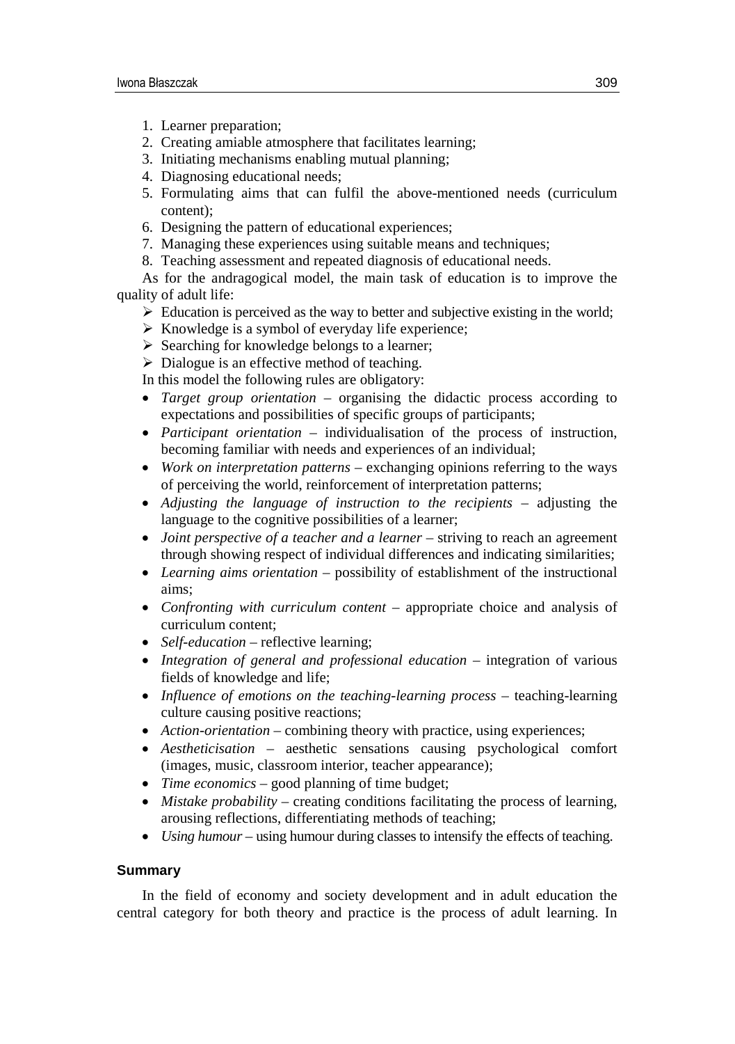1. Learner preparation;
2. Creating amiable atmosphere that facilitates learning;
3. Initiating mechanisms enabling mutual planning;
4. Diagnosing educational needs;
5. Formulating aims that can fulfil the above-mentioned needs (curriculum content);
6. Designing the pattern of educational experiences;
7. Managing these experiences using suitable means and techniques;
8. Teaching assessment and repeated diagnosis of educational needs.

As for the andragogical model, the main task of education is to improve the quality of adult life:

- Education is perceived as the way to better and subjective existing in the world;
- Knowledge is a symbol of everyday life experience;
- Searching for knowledge belongs to a learner;
- Dialogue is an effective method of teaching.

In this model the following rules are obligatory:

- *Target group orientation* – organising the didactic process according to expectations and possibilities of specific groups of participants;
- *Participant orientation* – individualisation of the process of instruction, becoming familiar with needs and experiences of an individual;
- *Work on interpretation patterns* – exchanging opinions referring to the ways of perceiving the world, reinforcement of interpretation patterns;
- *Adjusting the language of instruction to the recipients* – adjusting the language to the cognitive possibilities of a learner;
- *Joint perspective of a teacher and a learner* – striving to reach an agreement through showing respect of individual differences and indicating similarities;
- *Learning aims orientation* – possibility of establishment of the instructional aims;
- *Confronting with curriculum content* – appropriate choice and analysis of curriculum content;
- *Self-education* – reflective learning;
- *Integration of general and professional education* – integration of various fields of knowledge and life;
- *Influence of emotions on the teaching-learning process* – teaching-learning culture causing positive reactions;
- *Action-orientation* – combining theory with practice, using experiences;
- *Aestheticisation* – aesthetic sensations causing psychological comfort (images, music, classroom interior, teacher appearance);
- *Time economics* – good planning of time budget;
- *Mistake probability* – creating conditions facilitating the process of learning, arousing reflections, differentiating methods of teaching;
- *Using humour* – using humour during classes to intensify the effects of teaching.

### Summary

In the field of economy and society development and in adult education the central category for both theory and practice is the process of adult learning. In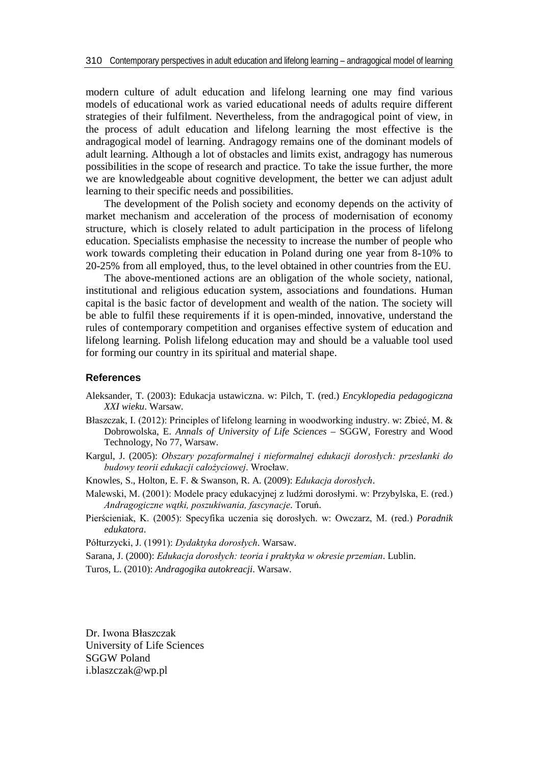modern culture of adult education and lifelong learning one may find various models of educational work as varied educational needs of adults require different strategies of their fulfilment. Nevertheless, from the andragogical point of view, in the process of adult education and lifelong learning the most effective is the andragogical model of learning. Andragogy remains one of the dominant models of adult learning. Although a lot of obstacles and limits exist, andragogy has numerous possibilities in the scope of research and practice. To take the issue further, the more we are knowledgeable about cognitive development, the better we can adjust adult learning to their specific needs and possibilities.

The development of the Polish society and economy depends on the activity of market mechanism and acceleration of the process of modernisation of economy structure, which is closely related to adult participation in the process of lifelong education. Specialists emphasise the necessity to increase the number of people who work towards completing their education in Poland during one year from 8-10% to 20-25% from all employed, thus, to the level obtained in other countries from the EU.

The above-mentioned actions are an obligation of the whole society, national, institutional and religious education system, associations and foundations. Human capital is the basic factor of development and wealth of the nation. The society will be able to fulfil these requirements if it is open-minded, innovative, understand the rules of contemporary competition and organises effective system of education and lifelong learning. Polish lifelong education may and should be a valuable tool used for forming our country in its spiritual and material shape.

### References

Aleksander, T. (2003): Edukacja ustawiczna. w: Pilch, T. (red.) *Encyklopedia pedagogiczna XXI wieku*. Warsaw.

Błaszczak, I. (2012): Principles of lifelong learning in woodworking industry. w: Zbieć, M. & Dobrowolska, E. *Annals of University of Life Sciences* – SGGW, Forestry and Wood Technology, No 77, Warsaw.

Kargul, J. (2005): *Obszary pozaformalnej i nieformalnej edukacji dorosłych: przesłanki do budowy teorii edukacji całożyciowej*. Wrocław.

Knowles, S., Holton, E. F. & Swanson, R. A. (2009): *Edukacja dorosłych*.

Malewski, M. (2001): Modele pracy edukacyjnej z ludźmi dorosłymi. w: Przybylska, E. (red.) *Andragogiczne wątki, poszukiwania, fascynacje*. Toruń.

Pierścieniak, K. (2005): Specyfika uczenia się dorosłych. w: Owczarz, M. (red.) *Poradnik edukatora*.

Półturzycki, J. (1991): *Dydaktyka dorosłych*. Warsaw.

Sarana, J. (2000): *Edukacja dorosłych: teoria i praktyka w okresie przemian*. Lublin.

Turos, L. (2010): *Andragogika autokreacji*. Warsaw.

Dr. Iwona Błaszczak
University of Life Sciences
SGGW Poland
i.blaszczak@wp.pl